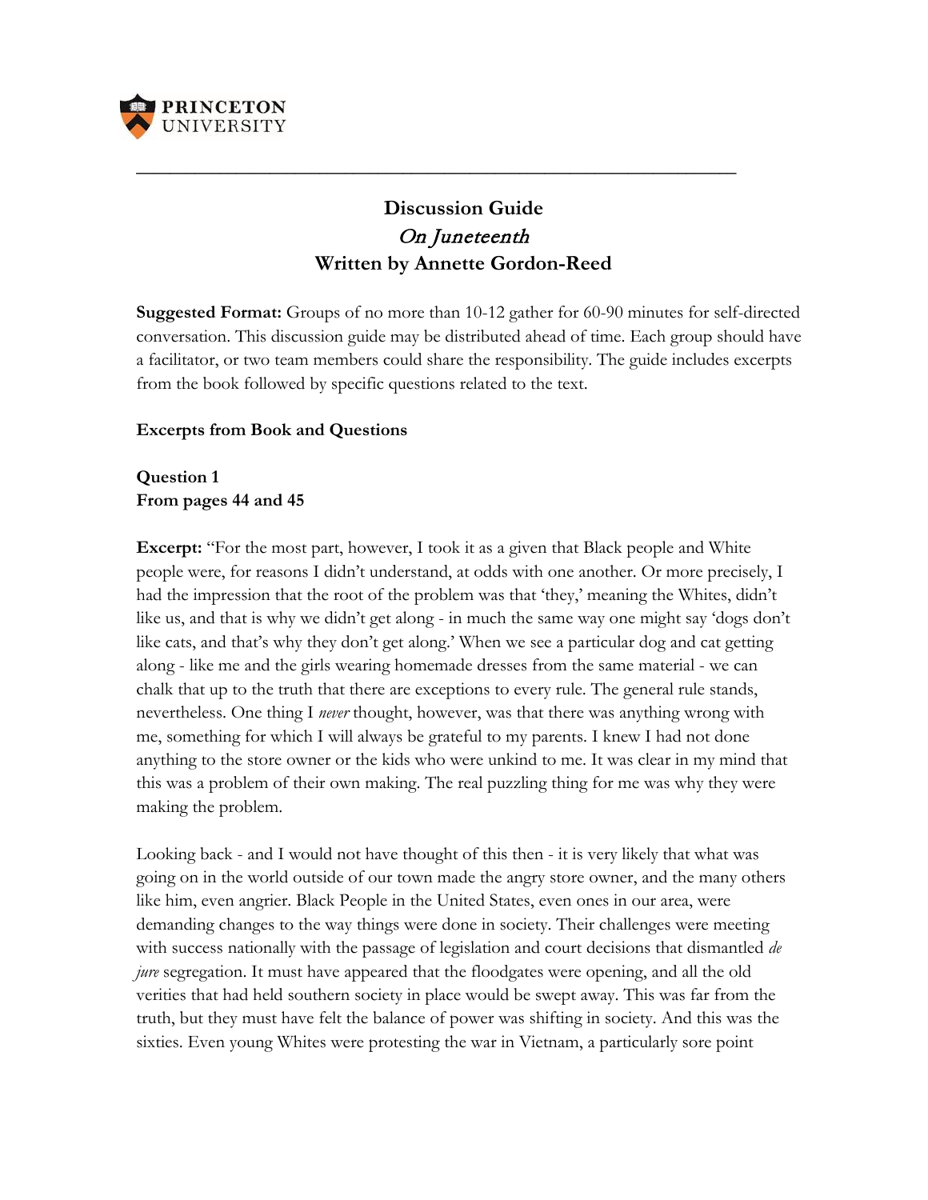PRINCETON UNIVERSITY

---

# Discussion Guide

## *On Juneteenth*

## Written by Annette Gordon-Reed

**Suggested Format:** Groups of no more than 10-12 gather for 60-90 minutes for self-directed conversation. This discussion guide may be distributed ahead of time. Each group should have a facilitator, or two team members could share the responsibility. The guide includes excerpts from the book followed by specific questions related to the text.

**Excerpts from Book and Questions**

**Question 1**
**From pages 44 and 45**

**Excerpt:** "For the most part, however, I took it as a given that Black people and White people were, for reasons I didn't understand, at odds with one another. Or more precisely, I had the impression that the root of the problem was that 'they,' meaning the Whites, didn't like us, and that is why we didn't get along - in much the same way one might say 'dogs don't like cats, and that's why they don't get along.' When we see a particular dog and cat getting along - like me and the girls wearing homemade dresses from the same material - we can chalk that up to the truth that there are exceptions to every rule. The general rule stands, nevertheless. One thing I *never* thought, however, was that there was anything wrong with me, something for which I will always be grateful to my parents. I knew I had not done anything to the store owner or the kids who were unkind to me. It was clear in my mind that this was a problem of their own making. The real puzzling thing for me was why they were making the problem.

Looking back - and I would not have thought of this then - it is very likely that what was going on in the world outside of our town made the angry store owner, and the many others like him, even angrier. Black People in the United States, even ones in our area, were demanding changes to the way things were done in society. Their challenges were meeting with success nationally with the passage of legislation and court decisions that dismantled *de jure* segregation. It must have appeared that the floodgates were opening, and all the old verities that had held southern society in place would be swept away. This was far from the truth, but they must have felt the balance of power was shifting in society. And this was the sixties. Even young Whites were protesting the war in Vietnam, a particularly sore point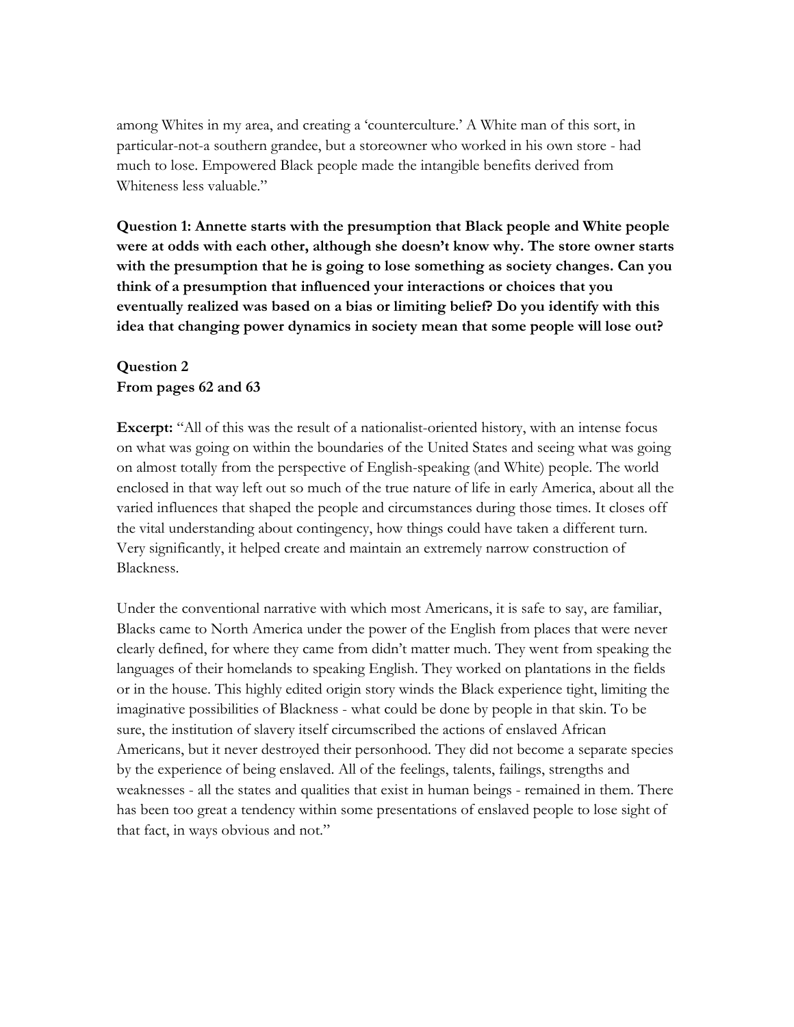among Whites in my area, and creating a 'counterculture.' A White man of this sort, in particular-not-a southern grandee, but a storeowner who worked in his own store - had much to lose. Empowered Black people made the intangible benefits derived from Whiteness less valuable."

**Question 1: Annette starts with the presumption that Black people and White people were at odds with each other, although she doesn't know why. The store owner starts with the presumption that he is going to lose something as society changes. Can you think of a presumption that influenced your interactions or choices that you eventually realized was based on a bias or limiting belief? Do you identify with this idea that changing power dynamics in society mean that some people will lose out?**

**Question 2**
**From pages 62 and 63**

**Excerpt:** "All of this was the result of a nationalist-oriented history, with an intense focus on what was going on within the boundaries of the United States and seeing what was going on almost totally from the perspective of English-speaking (and White) people. The world enclosed in that way left out so much of the true nature of life in early America, about all the varied influences that shaped the people and circumstances during those times. It closes off the vital understanding about contingency, how things could have taken a different turn. Very significantly, it helped create and maintain an extremely narrow construction of Blackness.

Under the conventional narrative with which most Americans, it is safe to say, are familiar, Blacks came to North America under the power of the English from places that were never clearly defined, for where they came from didn't matter much. They went from speaking the languages of their homelands to speaking English. They worked on plantations in the fields or in the house. This highly edited origin story winds the Black experience tight, limiting the imaginative possibilities of Blackness - what could be done by people in that skin. To be sure, the institution of slavery itself circumscribed the actions of enslaved African Americans, but it never destroyed their personhood. They did not become a separate species by the experience of being enslaved. All of the feelings, talents, failings, strengths and weaknesses - all the states and qualities that exist in human beings - remained in them. There has been too great a tendency within some presentations of enslaved people to lose sight of that fact, in ways obvious and not."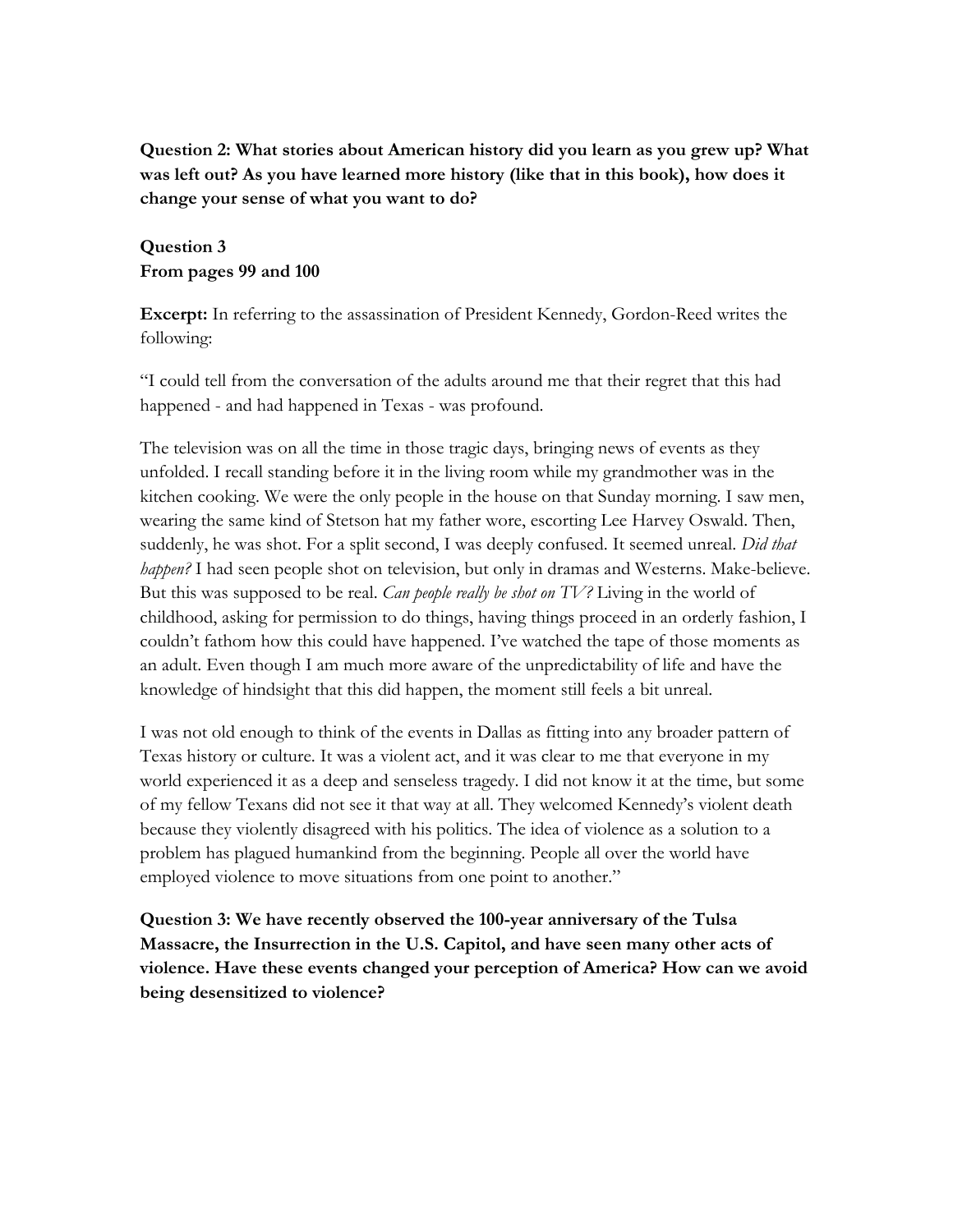**Question 2: What stories about American history did you learn as you grew up? What was left out? As you have learned more history (like that in this book), how does it change your sense of what you want to do?**

**Question 3**
**From pages 99 and 100**

**Excerpt:** In referring to the assassination of President Kennedy, Gordon-Reed writes the following:

"I could tell from the conversation of the adults around me that their regret that this had happened - and had happened in Texas - was profound.

The television was on all the time in those tragic days, bringing news of events as they unfolded. I recall standing before it in the living room while my grandmother was in the kitchen cooking. We were the only people in the house on that Sunday morning. I saw men, wearing the same kind of Stetson hat my father wore, escorting Lee Harvey Oswald. Then, suddenly, he was shot. For a split second, I was deeply confused. It seemed unreal. *Did that happen?* I had seen people shot on television, but only in dramas and Westerns. Make-believe. But this was supposed to be real. *Can people really be shot on TV?* Living in the world of childhood, asking for permission to do things, having things proceed in an orderly fashion, I couldn't fathom how this could have happened. I've watched the tape of those moments as an adult. Even though I am much more aware of the unpredictability of life and have the knowledge of hindsight that this did happen, the moment still feels a bit unreal.

I was not old enough to think of the events in Dallas as fitting into any broader pattern of Texas history or culture. It was a violent act, and it was clear to me that everyone in my world experienced it as a deep and senseless tragedy. I did not know it at the time, but some of my fellow Texans did not see it that way at all. They welcomed Kennedy's violent death because they violently disagreed with his politics. The idea of violence as a solution to a problem has plagued humankind from the beginning. People all over the world have employed violence to move situations from one point to another."

**Question 3: We have recently observed the 100-year anniversary of the Tulsa Massacre, the Insurrection in the U.S. Capitol, and have seen many other acts of violence. Have these events changed your perception of America? How can we avoid being desensitized to violence?**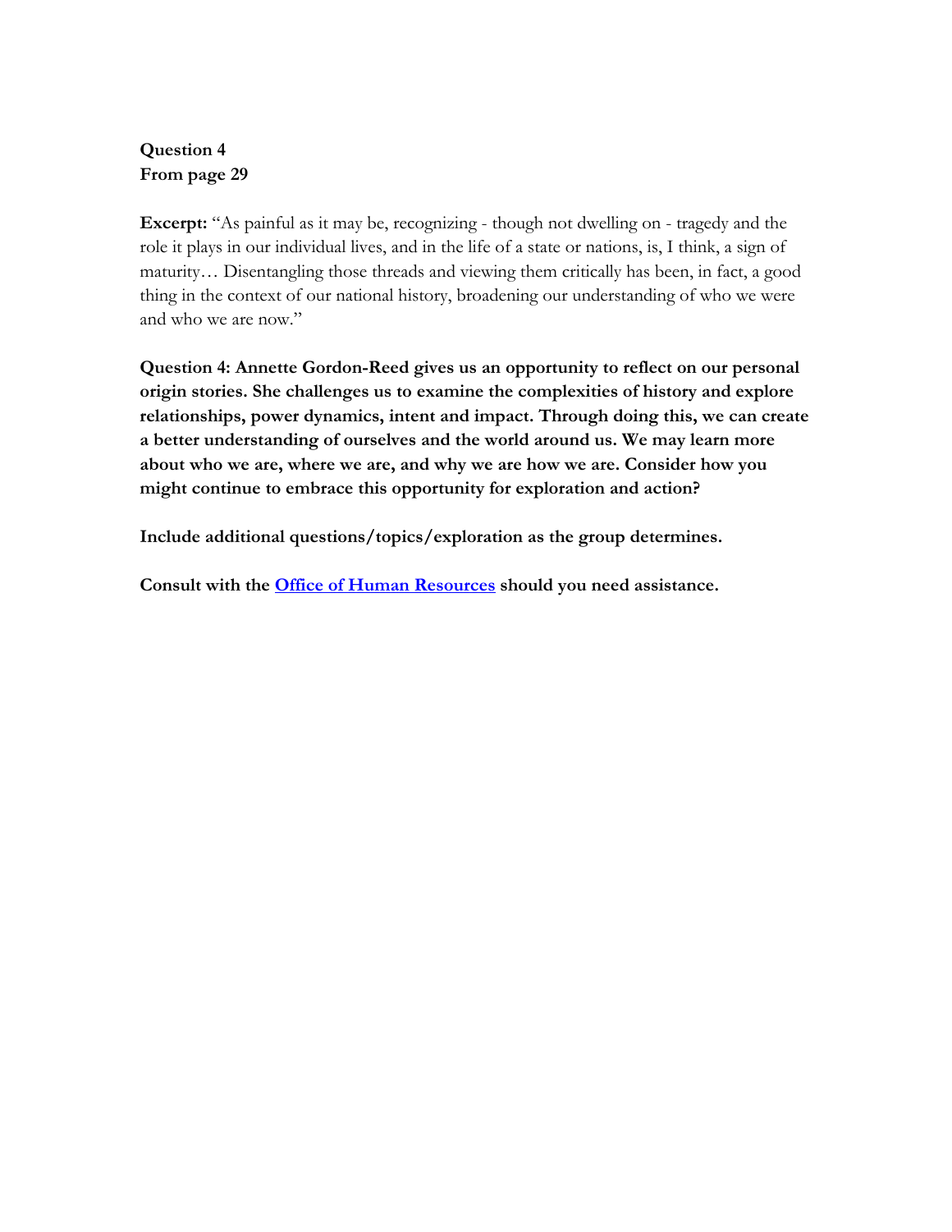**Question 4**
**From page 29**

**Excerpt:** "As painful as it may be, recognizing - though not dwelling on - tragedy and the role it plays in our individual lives, and in the life of a state or nations, is, I think, a sign of maturity… Disentangling those threads and viewing them critically has been, in fact, a good thing in the context of our national history, broadening our understanding of who we were and who we are now."

**Question 4: Annette Gordon-Reed gives us an opportunity to reflect on our personal origin stories. She challenges us to examine the complexities of history and explore relationships, power dynamics, intent and impact. Through doing this, we can create a better understanding of ourselves and the world around us. We may learn more about who we are, where we are, and why we are how we are. Consider how you might continue to embrace this opportunity for exploration and action?**

**Include additional questions/topics/exploration as the group determines.**

**Consult with the Office of Human Resources should you need assistance.**